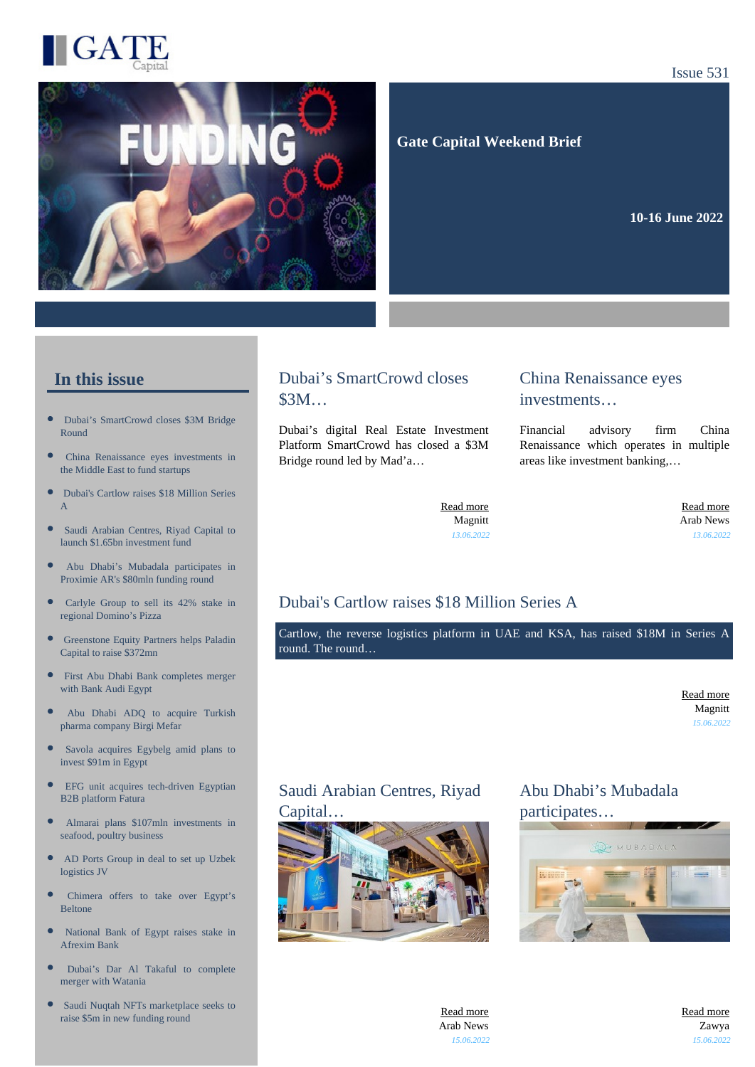GATE Capital

Issue 531

# Gate Capital Weekend Brief

**10-16 June 2022**

## In this issue

- Dubai's SmartCrowd closes $3M Bridge Round
- China Renaissance eyes investments in the Middle East to fund startups
- Dubai's Cartlow raises $18 Million Series A
- Saudi Arabian Centres, Riyad Capital to launch $1.65bn investment fund
- Abu Dhabi's Mubadala participates in Proximie AR's $80mln funding round
- Carlyle Group to sell its 42% stake in regional Domino's Pizza
- Greenstone Equity Partners helps Paladin Capital to raise $372mn
- First Abu Dhabi Bank completes merger with Bank Audi Egypt
- Abu Dhabi ADQ to acquire Turkish pharma company Birgi Mefar
- Savola acquires Egybelg amid plans to invest $91m in Egypt
- EFG unit acquires tech-driven Egyptian B2B platform Fatura
- Almarai plans $107mln investments in seafood, poultry business
- AD Ports Group in deal to set up Uzbek logistics JV
- Chimera offers to take over Egypt's Beltone
- National Bank of Egypt raises stake in Afrexim Bank
- Dubai's Dar Al Takaful to complete merger with Watania
- Saudi Nuqtah NFTs marketplace seeks to raise $5m in new funding round

## Dubai's SmartCrowd closes $3M…

Dubai's digital Real Estate Investment Platform SmartCrowd has closed a $3M Bridge round led by Mad'a…

Read more
Magnitt
*13.06.2022*

## China Renaissance eyes investments…

Financial advisory firm China Renaissance which operates in multiple areas like investment banking,…

Read more
Arab News
*13.06.2022*

## Dubai's Cartlow raises $18 Million Series A

Cartlow, the reverse logistics platform in UAE and KSA, has raised $18M in Series A round. The round…

Read more
Magnitt
*15.06.2022*

## Saudi Arabian Centres, Riyad Capital…

Read more
Arab News
*15.06.2022*

## Abu Dhabi's Mubadala participates…

Read more
Zawya
*15.06.2022*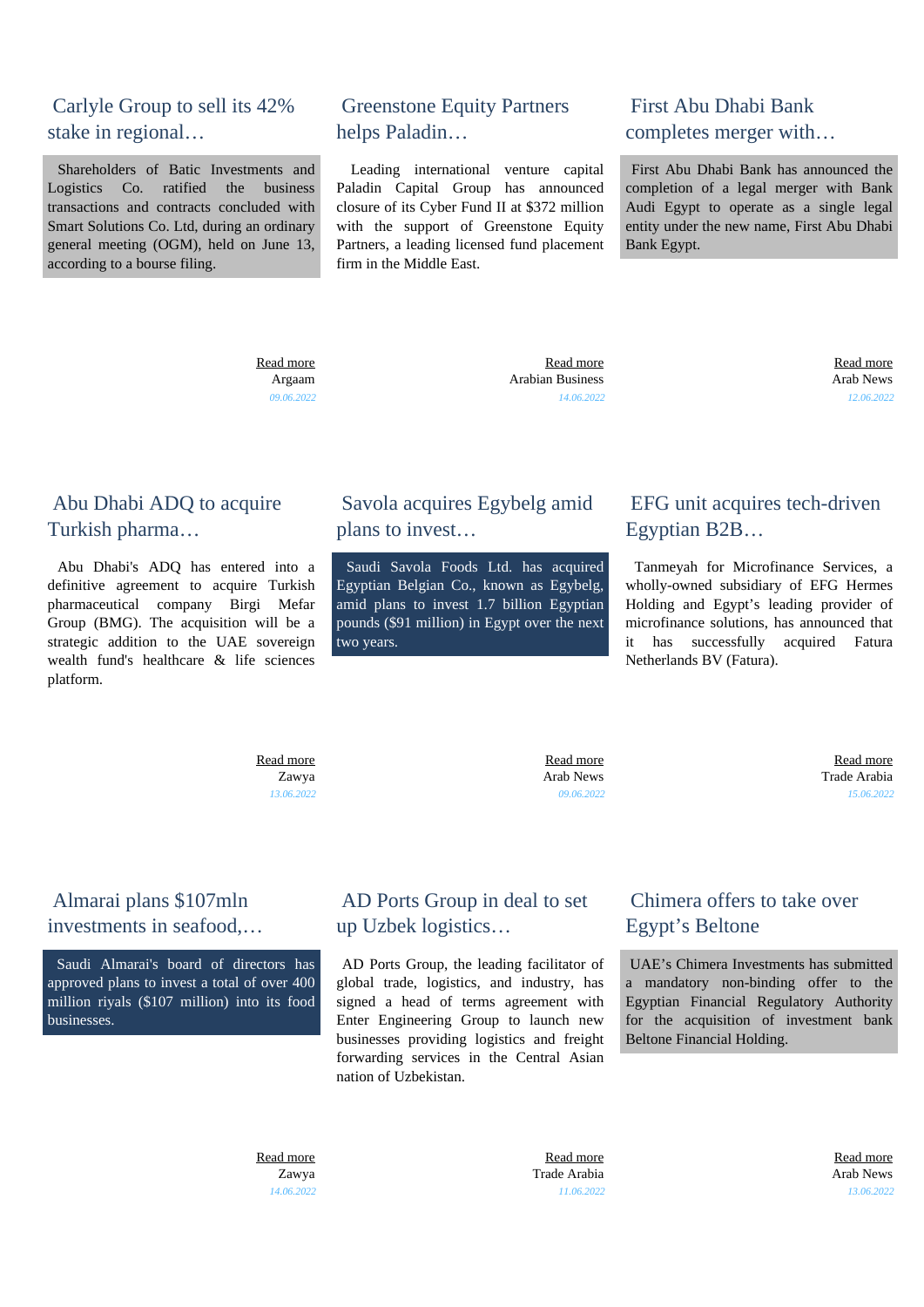## Carlyle Group to sell its 42% stake in regional…

Shareholders of Batic Investments and Logistics Co. ratified the business transactions and contracts concluded with Smart Solutions Co. Ltd, during an ordinary general meeting (OGM), held on June 13, according to a bourse filing.

Read more
Argaam
*09.06.2022*

## Greenstone Equity Partners helps Paladin…

Leading international venture capital Paladin Capital Group has announced closure of its Cyber Fund II at $372 million with the support of Greenstone Equity Partners, a leading licensed fund placement firm in the Middle East.

Read more
Arabian Business
*14.06.2022*

## First Abu Dhabi Bank completes merger with…

First Abu Dhabi Bank has announced the completion of a legal merger with Bank Audi Egypt to operate as a single legal entity under the new name, First Abu Dhabi Bank Egypt.

Read more
Arab News
*12.06.2022*

## Abu Dhabi ADQ to acquire Turkish pharma…

Abu Dhabi's ADQ has entered into a definitive agreement to acquire Turkish pharmaceutical company Birgi Mefar Group (BMG). The acquisition will be a strategic addition to the UAE sovereign wealth fund's healthcare & life sciences platform.

Read more
Zawya
*13.06.2022*

## Savola acquires Egybelg amid plans to invest…

Saudi Savola Foods Ltd. has acquired Egyptian Belgian Co., known as Egybelg, amid plans to invest 1.7 billion Egyptian pounds ($91 million) in Egypt over the next two years.

Read more
Arab News
*09.06.2022*

## EFG unit acquires tech-driven Egyptian B2B…

Tanmeyah for Microfinance Services, a wholly-owned subsidiary of EFG Hermes Holding and Egypt's leading provider of microfinance solutions, has announced that it has successfully acquired Fatura Netherlands BV (Fatura).

Read more
Trade Arabia
*15.06.2022*

## Almarai plans $107mln investments in seafood,…

Saudi Almarai's board of directors has approved plans to invest a total of over 400 million riyals ($107 million) into its food businesses.

Read more
Zawya
*14.06.2022*

## AD Ports Group in deal to set up Uzbek logistics…

AD Ports Group, the leading facilitator of global trade, logistics, and industry, has signed a head of terms agreement with Enter Engineering Group to launch new businesses providing logistics and freight forwarding services in the Central Asian nation of Uzbekistan.

Read more
Trade Arabia
*11.06.2022*

## Chimera offers to take over Egypt's Beltone

UAE's Chimera Investments has submitted a mandatory non-binding offer to the Egyptian Financial Regulatory Authority for the acquisition of investment bank Beltone Financial Holding.

Read more
Arab News
*13.06.2022*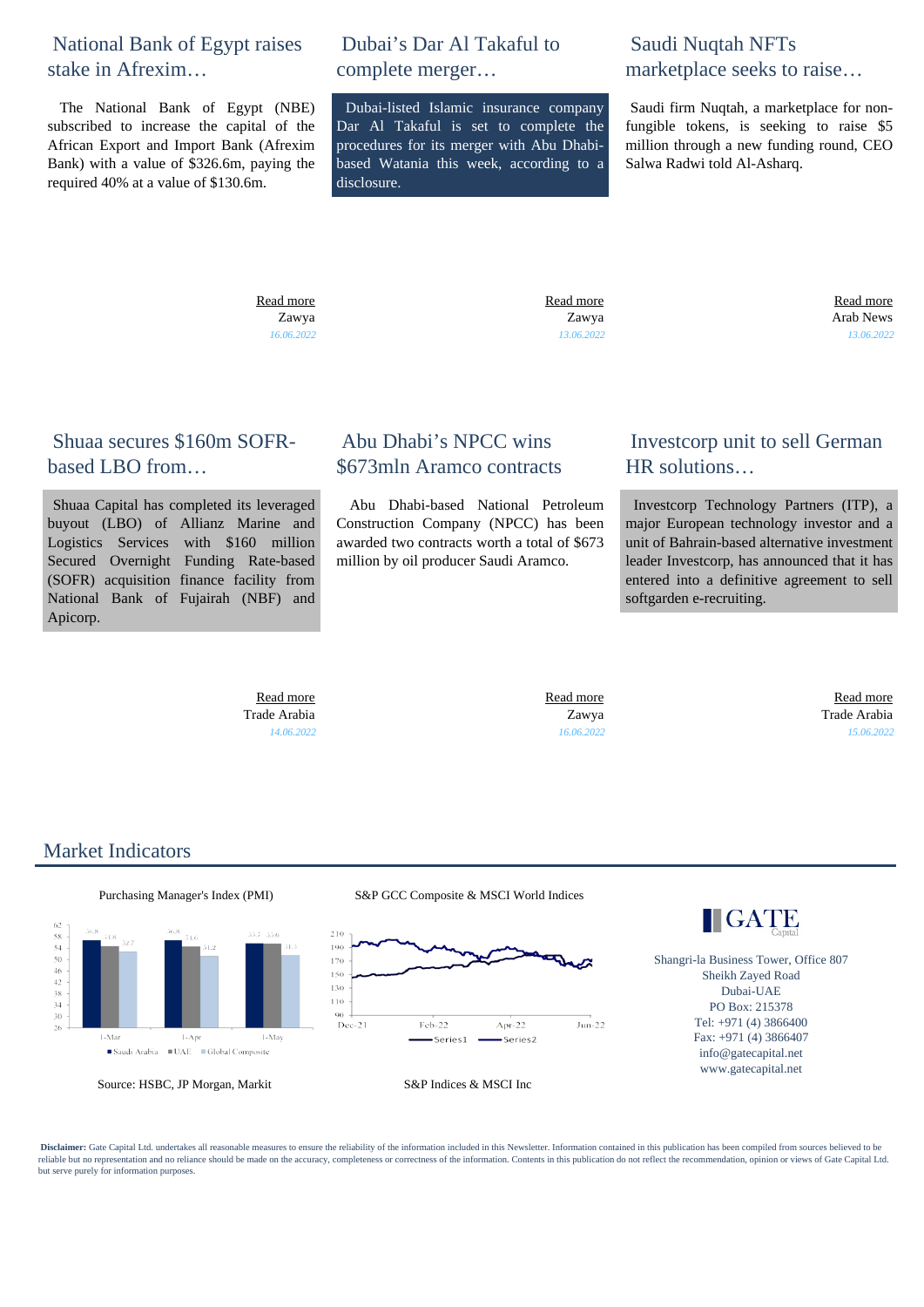## National Bank of Egypt raises stake in Afrexim…

The National Bank of Egypt (NBE) subscribed to increase the capital of the African Export and Import Bank (Afrexim Bank) with a value of $326.6m, paying the required 40% at a value of $130.6m.

Read more
Zawya
*16.06.2022*

## Dubai's Dar Al Takaful to complete merger…

Dubai-listed Islamic insurance company Dar Al Takaful is set to complete the procedures for its merger with Abu Dhabi-based Watania this week, according to a disclosure.

Read more
Zawya
*13.06.2022*

## Saudi Nuqtah NFTs marketplace seeks to raise…

Saudi firm Nuqtah, a marketplace for non-fungible tokens, is seeking to raise $5 million through a new funding round, CEO Salwa Radwi told Al-Asharq.

Read more
Arab News
*13.06.2022*

## Shuaa secures $160m SOFR-based LBO from…

Shuaa Capital has completed its leveraged buyout (LBO) of Allianz Marine and Logistics Services with $160 million Secured Overnight Funding Rate-based (SOFR) acquisition finance facility from National Bank of Fujairah (NBF) and Apicorp.

Read more
Trade Arabia
*14.06.2022*

## Abu Dhabi's NPCC wins $673mln Aramco contracts

Abu Dhabi-based National Petroleum Construction Company (NPCC) has been awarded two contracts worth a total of $673 million by oil producer Saudi Aramco.

Read more
Zawya
*16.06.2022*

## Investcorp unit to sell German HR solutions…

Investcorp Technology Partners (ITP), a major European technology investor and a unit of Bahrain-based alternative investment leader Investcorp, has announced that it has entered into a definitive agreement to sell softgarden e-recruiting.

Read more
Trade Arabia
*15.06.2022*

## Market Indicators

Purchasing Manager's Index (PMI)

62
58
54
50
46
42
38
34
30
26
56.8 54.8 52.7
56.8 54.6 51.2
55.7 55.6 51.3
1-Mar 1-Apr 1-May
Saudi Arabia UAE Global Composite

Source: HSBC, JP Morgan, Markit

S&P GCC Composite & MSCI World Indices

210
190
170
150
130
110
90
Dec-21 Feb-22 Apr-22 Jun-22
Series1 Series2

S&P Indices & MSCI Inc

GATE Capital

Shangri-la Business Tower, Office 807
Sheikh Zayed Road
Dubai-UAE
PO Box: 215378
Tel: +971 (4) 3866400
Fax: +971 (4) 3866407
info@gatecapital.net
www.gatecapital.net

**Disclaimer:** Gate Capital Ltd. undertakes all reasonable measures to ensure the reliability of the information included in this Newsletter. Information contained in this publication has been compiled from sources believed to be reliable but no representation and no reliance should be made on the accuracy, completeness or correctness of the information. Contents in this publication do not reflect the recommendation, opinion or views of Gate Capital Ltd. but serve purely for information purposes.